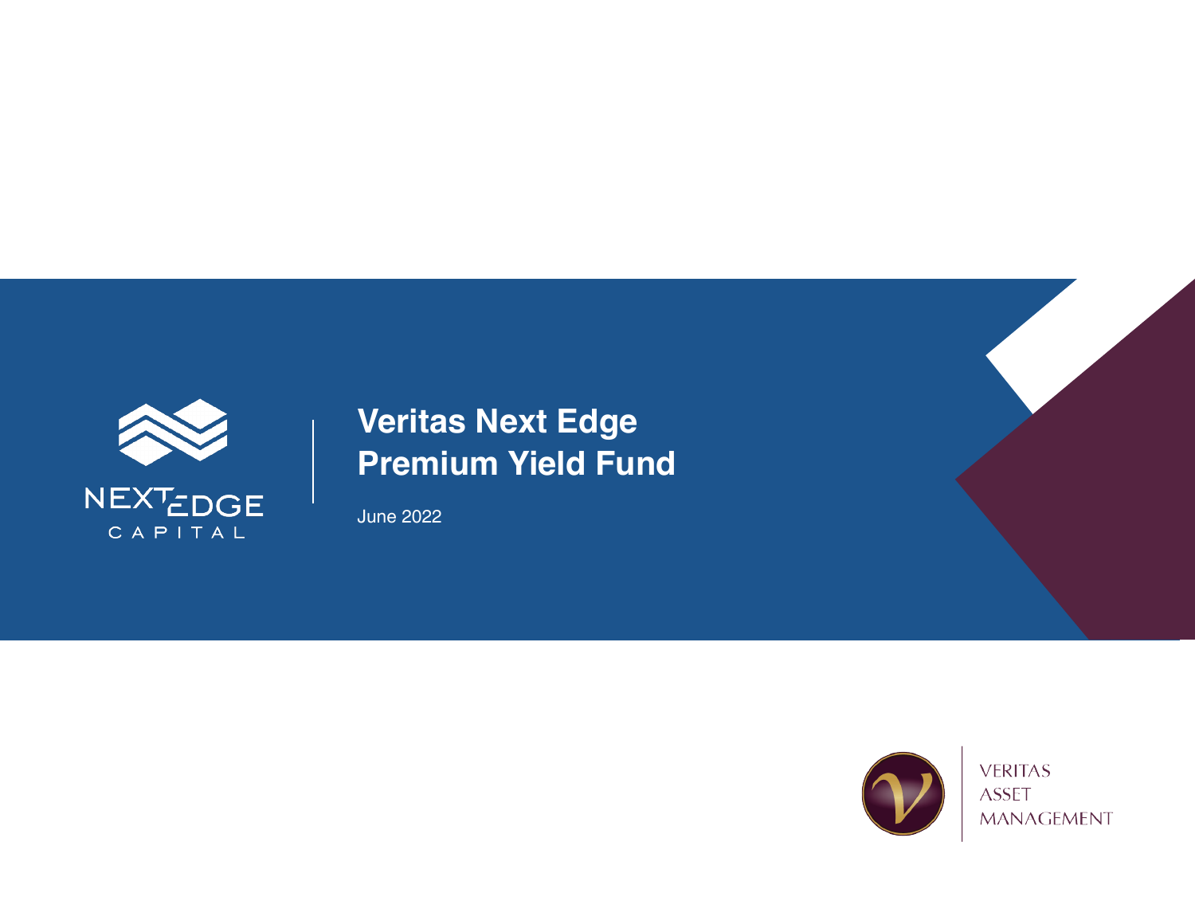NEXT EDGE CAPITAL

# Veritas Next Edge Premium Yield Fund

June 2022

VERITAS ASSET MANAGEMENT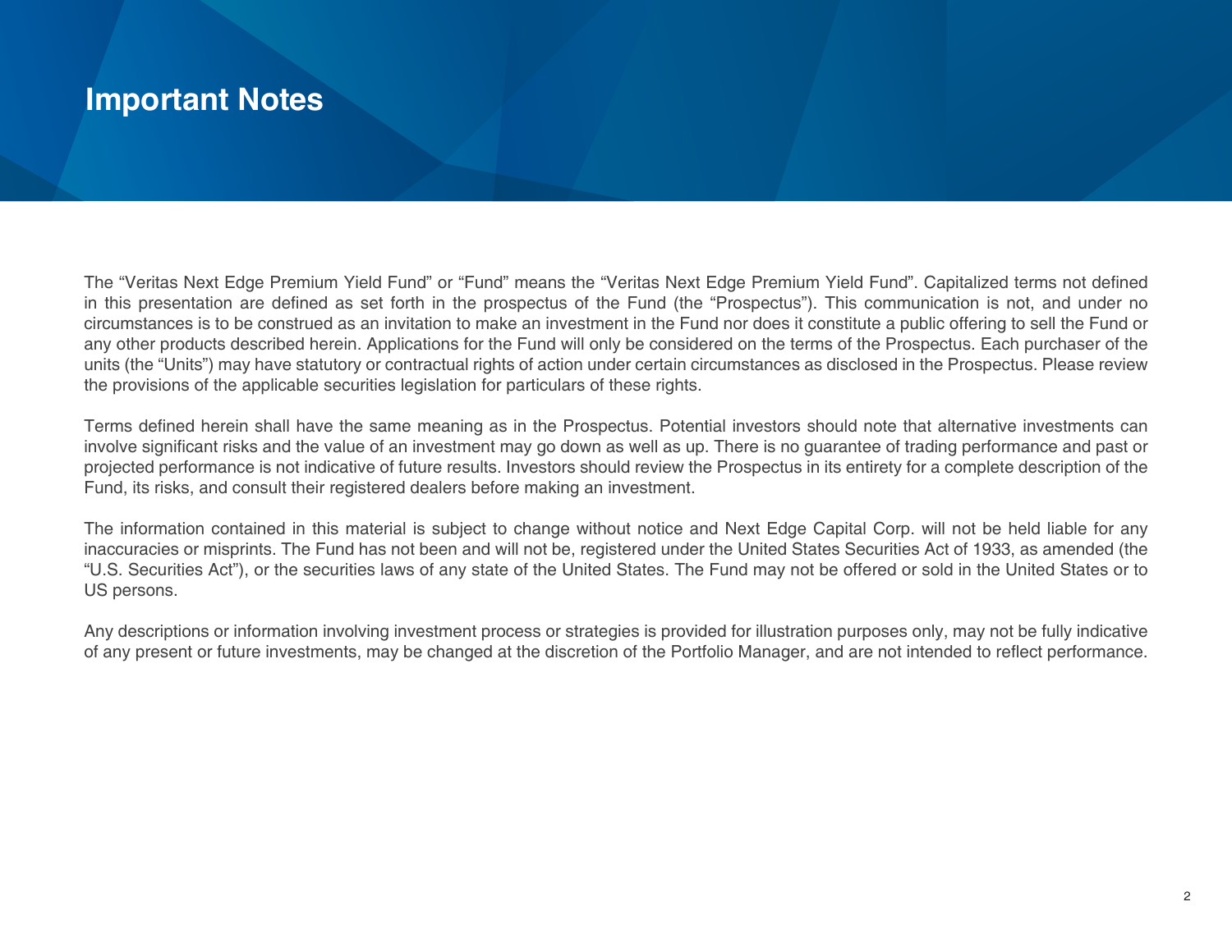# Important Notes

The “Veritas Next Edge Premium Yield Fund” or “Fund” means the “Veritas Next Edge Premium Yield Fund”. Capitalized terms not defined in this presentation are defined as set forth in the prospectus of the Fund (the “Prospectus”). This communication is not, and under no circumstances is to be construed as an invitation to make an investment in the Fund nor does it constitute a public offering to sell the Fund or any other products described herein. Applications for the Fund will only be considered on the terms of the Prospectus. Each purchaser of the units (the “Units”) may have statutory or contractual rights of action under certain circumstances as disclosed in the Prospectus. Please review the provisions of the applicable securities legislation for particulars of these rights.

Terms defined herein shall have the same meaning as in the Prospectus. Potential investors should note that alternative investments can involve significant risks and the value of an investment may go down as well as up. There is no guarantee of trading performance and past or projected performance is not indicative of future results. Investors should review the Prospectus in its entirety for a complete description of the Fund, its risks, and consult their registered dealers before making an investment.

The information contained in this material is subject to change without notice and Next Edge Capital Corp. will not be held liable for any inaccuracies or misprints. The Fund has not been and will not be, registered under the United States Securities Act of 1933, as amended (the “U.S. Securities Act”), or the securities laws of any state of the United States. The Fund may not be offered or sold in the United States or to US persons.

Any descriptions or information involving investment process or strategies is provided for illustration purposes only, may not be fully indicative of any present or future investments, may be changed at the discretion of the Portfolio Manager, and are not intended to reflect performance.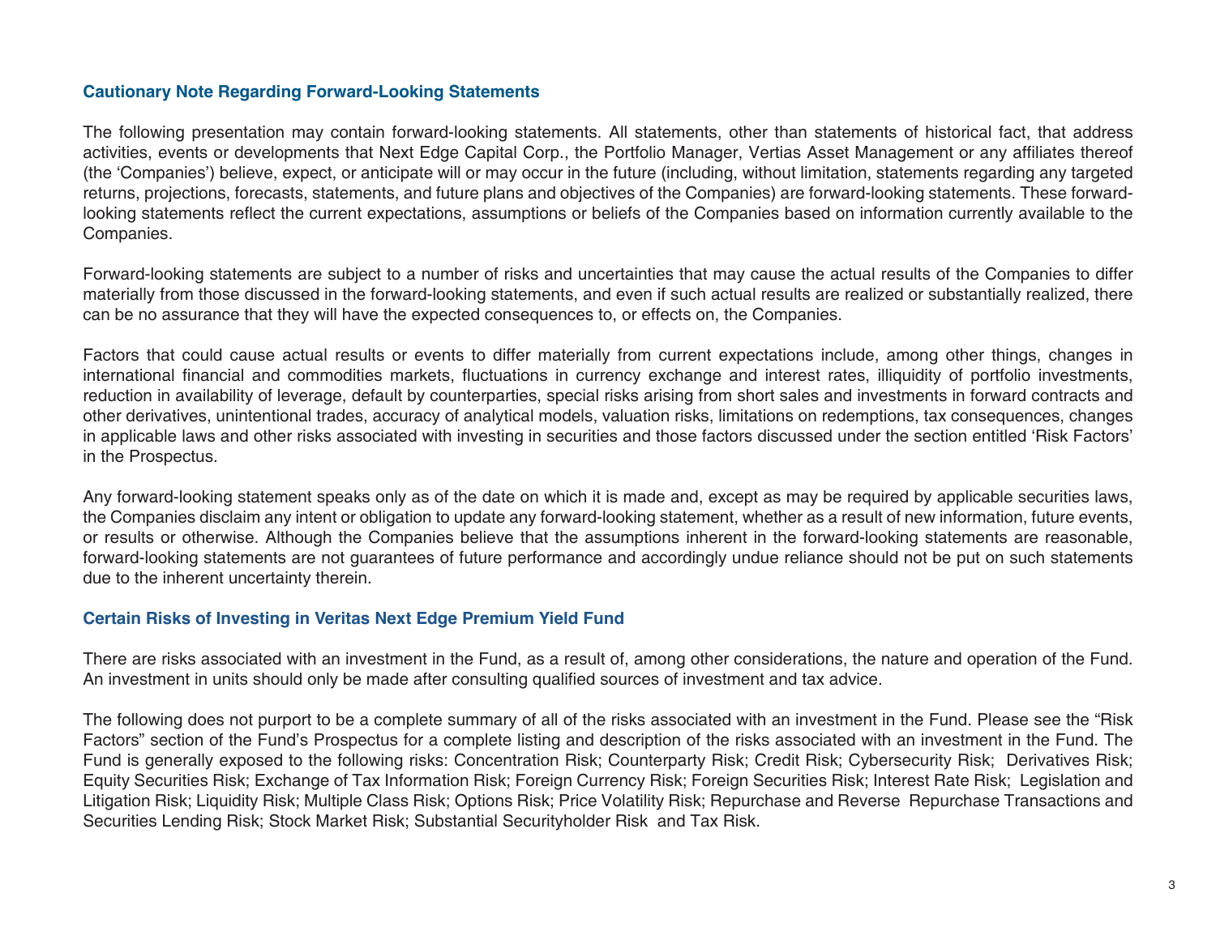## Cautionary Note Regarding Forward-Looking Statements

The following presentation may contain forward-looking statements. All statements, other than statements of historical fact, that address activities, events or developments that Next Edge Capital Corp., the Portfolio Manager, Vertias Asset Management or any affiliates thereof (the 'Companies') believe, expect, or anticipate will or may occur in the future (including, without limitation, statements regarding any targeted returns, projections, forecasts, statements, and future plans and objectives of the Companies) are forward-looking statements. These forward-looking statements reflect the current expectations, assumptions or beliefs of the Companies based on information currently available to the Companies.

Forward-looking statements are subject to a number of risks and uncertainties that may cause the actual results of the Companies to differ materially from those discussed in the forward-looking statements, and even if such actual results are realized or substantially realized, there can be no assurance that they will have the expected consequences to, or effects on, the Companies.

Factors that could cause actual results or events to differ materially from current expectations include, among other things, changes in international financial and commodities markets, fluctuations in currency exchange and interest rates, illiquidity of portfolio investments, reduction in availability of leverage, default by counterparties, special risks arising from short sales and investments in forward contracts and other derivatives, unintentional trades, accuracy of analytical models, valuation risks, limitations on redemptions, tax consequences, changes in applicable laws and other risks associated with investing in securities and those factors discussed under the section entitled 'Risk Factors' in the Prospectus.

Any forward-looking statement speaks only as of the date on which it is made and, except as may be required by applicable securities laws, the Companies disclaim any intent or obligation to update any forward-looking statement, whether as a result of new information, future events, or results or otherwise. Although the Companies believe that the assumptions inherent in the forward-looking statements are reasonable, forward-looking statements are not guarantees of future performance and accordingly undue reliance should not be put on such statements due to the inherent uncertainty therein.

## Certain Risks of Investing in Veritas Next Edge Premium Yield Fund

There are risks associated with an investment in the Fund, as a result of, among other considerations, the nature and operation of the Fund. An investment in units should only be made after consulting qualified sources of investment and tax advice.

The following does not purport to be a complete summary of all of the risks associated with an investment in the Fund. Please see the "Risk Factors" section of the Fund's Prospectus for a complete listing and description of the risks associated with an investment in the Fund. The Fund is generally exposed to the following risks: Concentration Risk; Counterparty Risk; Credit Risk; Cybersecurity Risk; Derivatives Risk; Equity Securities Risk; Exchange of Tax Information Risk; Foreign Currency Risk; Foreign Securities Risk; Interest Rate Risk; Legislation and Litigation Risk; Liquidity Risk; Multiple Class Risk; Options Risk; Price Volatility Risk; Repurchase and Reverse Repurchase Transactions and Securities Lending Risk; Stock Market Risk; Substantial Securityholder Risk and Tax Risk.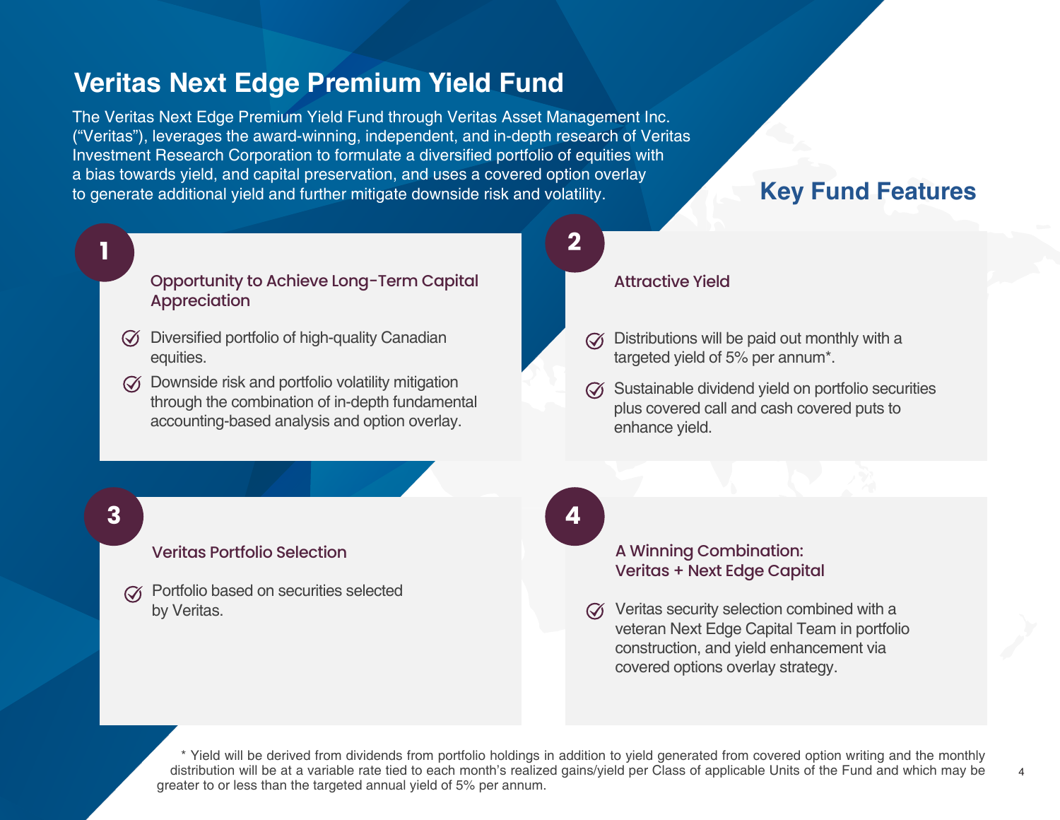# Veritas Next Edge Premium Yield Fund

The Veritas Next Edge Premium Yield Fund through Veritas Asset Management Inc. ("Veritas"), leverages the award-winning, independent, and in-depth research of Veritas Investment Research Corporation to formulate a diversified portfolio of equities with a bias towards yield, and capital preservation, and uses a covered option overlay to generate additional yield and further mitigate downside risk and volatility.

## Key Fund Features

### 1 Opportunity to Achieve Long-Term Capital Appreciation

- Diversified portfolio of high-quality Canadian equities.
- Downside risk and portfolio volatility mitigation through the combination of in-depth fundamental accounting-based analysis and option overlay.

### 2 Attractive Yield

- Distributions will be paid out monthly with a targeted yield of 5% per annum*.
- Sustainable dividend yield on portfolio securities plus covered call and cash covered puts to enhance yield.

### 3 Veritas Portfolio Selection

- Portfolio based on securities selected by Veritas.

### 4 A Winning Combination: Veritas + Next Edge Capital

- Veritas security selection combined with a veteran Next Edge Capital Team in portfolio construction, and yield enhancement via covered options overlay strategy.

* Yield will be derived from dividends from portfolio holdings in addition to yield generated from covered option writing and the monthly distribution will be at a variable rate tied to each month's realized gains/yield per Class of applicable Units of the Fund and which may be greater to or less than the targeted annual yield of 5% per annum.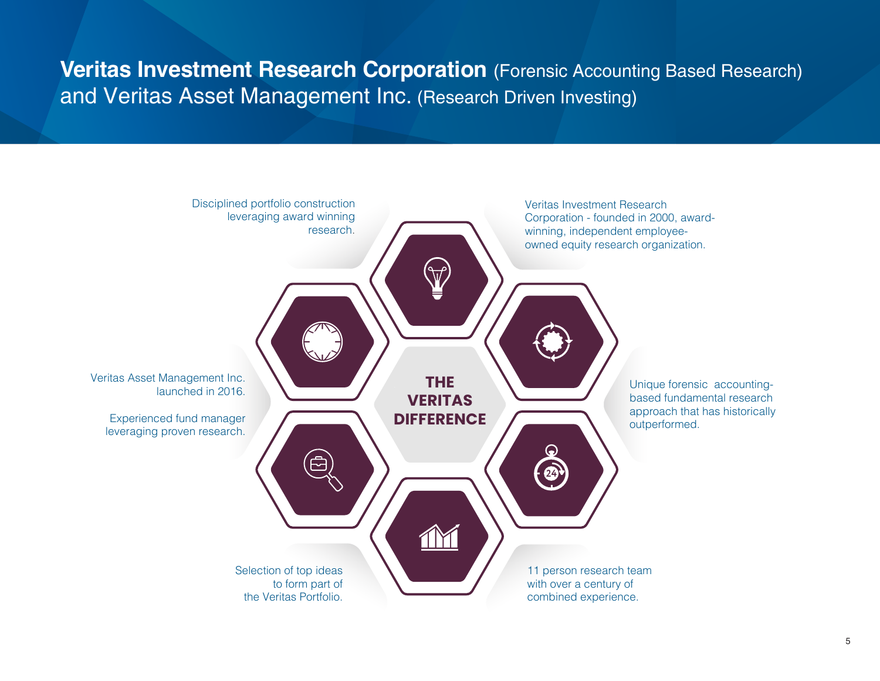# **Veritas Investment Research Corporation** (Forensic Accounting Based Research) and Veritas Asset Management Inc. (Research Driven Investing)

## THE VERITAS DIFFERENCE

Disciplined portfolio construction leveraging award winning research.

Veritas Investment Research Corporation - founded in 2000, award-winning, independent employee-owned equity research organization.

Veritas Asset Management Inc. launched in 2016.

Experienced fund manager leveraging proven research.

Unique forensic accounting-based fundamental research approach that has historically outperformed.

Selection of top ideas to form part of the Veritas Portfolio.

11 person research team with over a century of combined experience.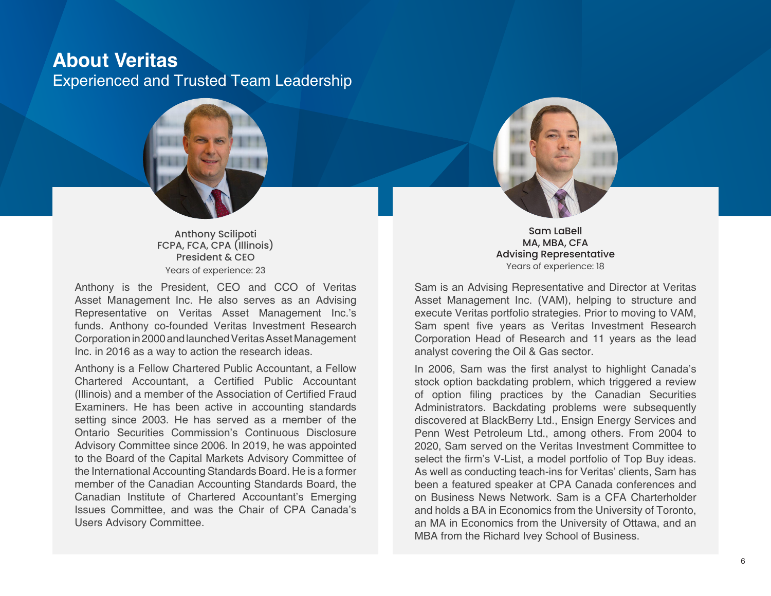# About Veritas

## Experienced and Trusted Team Leadership

**Anthony Scilipoti**
**FCPA, FCA, CPA (Illinois)**
**President & CEO**
Years of experience: 23

Anthony is the President, CEO and CCO of Veritas Asset Management Inc. He also serves as an Advising Representative on Veritas Asset Management Inc.'s funds. Anthony co-founded Veritas Investment Research Corporation in 2000 and launched Veritas Asset Management Inc. in 2016 as a way to action the research ideas.

Anthony is a Fellow Chartered Public Accountant, a Fellow Chartered Accountant, a Certified Public Accountant (Illinois) and a member of the Association of Certified Fraud Examiners. He has been active in accounting standards setting since 2003. He has served as a member of the Ontario Securities Commission's Continuous Disclosure Advisory Committee since 2006. In 2019, he was appointed to the Board of the Capital Markets Advisory Committee of the International Accounting Standards Board. He is a former member of the Canadian Accounting Standards Board, the Canadian Institute of Chartered Accountant's Emerging Issues Committee, and was the Chair of CPA Canada's Users Advisory Committee.

**Sam LaBell**
**MA, MBA, CFA**
**Advising Representative**
Years of experience: 18

Sam is an Advising Representative and Director at Veritas Asset Management Inc. (VAM), helping to structure and execute Veritas portfolio strategies. Prior to moving to VAM, Sam spent five years as Veritas Investment Research Corporation Head of Research and 11 years as the lead analyst covering the Oil & Gas sector.

In 2006, Sam was the first analyst to highlight Canada's stock option backdating problem, which triggered a review of option filing practices by the Canadian Securities Administrators. Backdating problems were subsequently discovered at BlackBerry Ltd., Ensign Energy Services and Penn West Petroleum Ltd., among others. From 2004 to 2020, Sam served on the Veritas Investment Committee to select the firm's V-List, a model portfolio of Top Buy ideas. As well as conducting teach-ins for Veritas' clients, Sam has been a featured speaker at CPA Canada conferences and on Business News Network. Sam is a CFA Charterholder and holds a BA in Economics from the University of Toronto, an MA in Economics from the University of Ottawa, and an MBA from the Richard Ivey School of Business.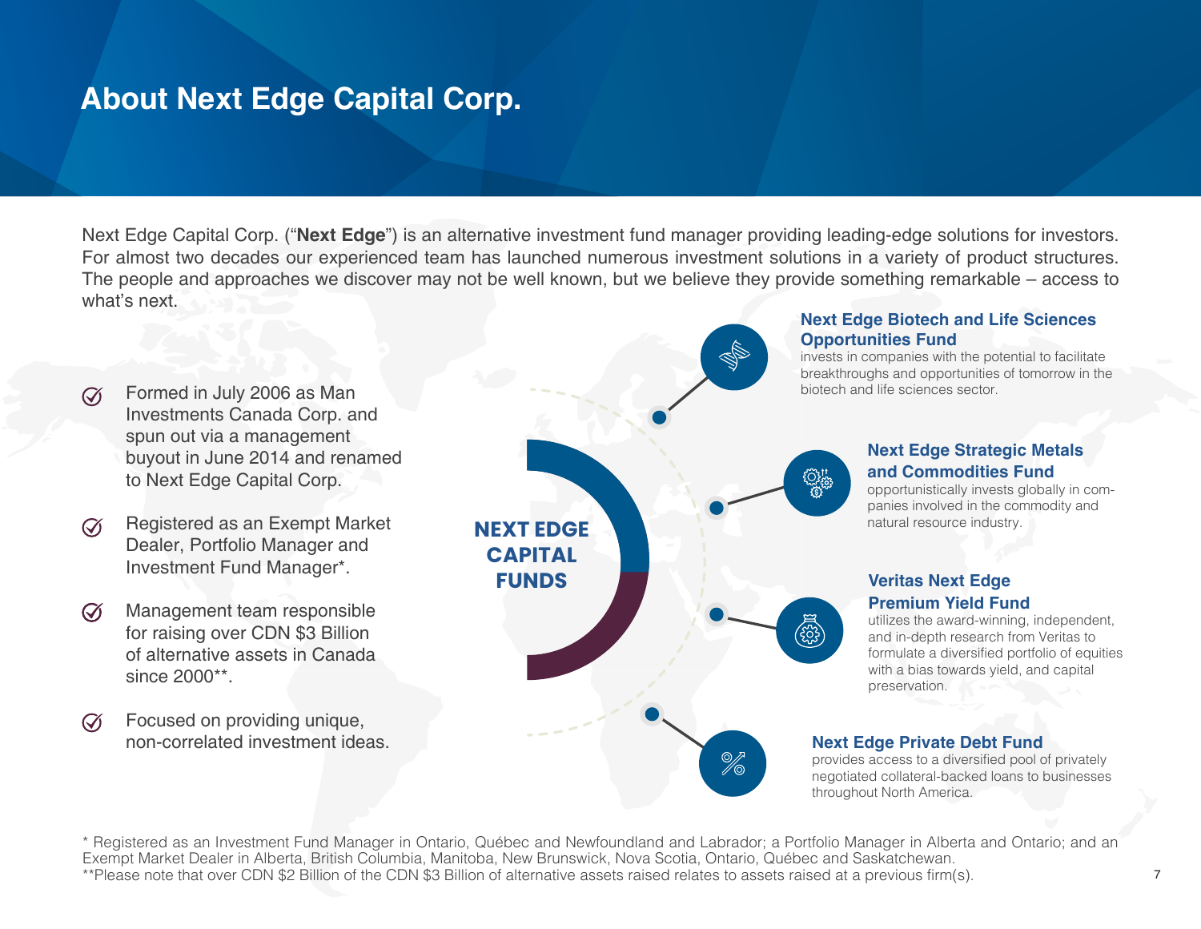# About Next Edge Capital Corp.

Next Edge Capital Corp. ("**Next Edge**") is an alternative investment fund manager providing leading-edge solutions for investors. For almost two decades our experienced team has launched numerous investment solutions in a variety of product structures. The people and approaches we discover may not be well known, but we believe they provide something remarkable – access to what's next.

- Formed in July 2006 as Man Investments Canada Corp. and spun out via a management buyout in June 2014 and renamed to Next Edge Capital Corp.
- Registered as an Exempt Market Dealer, Portfolio Manager and Investment Fund Manager*.
- Management team responsible for raising over CDN $3 Billion of alternative assets in Canada since 2000**.
- Focused on providing unique, non-correlated investment ideas.

## NEXT EDGE CAPITAL FUNDS

**Next Edge Biotech and Life Sciences Opportunities Fund** invests in companies with the potential to facilitate breakthroughs and opportunities of tomorrow in the biotech and life sciences sector.

**Next Edge Strategic Metals and Commodities Fund** opportunistically invests globally in companies involved in the commodity and natural resource industry.

**Veritas Next Edge Premium Yield Fund** utilizes the award-winning, independent, and in-depth research from Veritas to formulate a diversified portfolio of equities with a bias towards yield, and capital preservation.

**Next Edge Private Debt Fund** provides access to a diversified pool of privately negotiated collateral-backed loans to businesses throughout North America.

\* Registered as an Investment Fund Manager in Ontario, Québec and Newfoundland and Labrador; a Portfolio Manager in Alberta and Ontario; and an Exempt Market Dealer in Alberta, British Columbia, Manitoba, New Brunswick, Nova Scotia, Ontario, Québec and Saskatchewan.
**Please note that over CDN $2 Billion of the CDN $3 Billion of alternative assets raised relates to assets raised at a previous firm(s).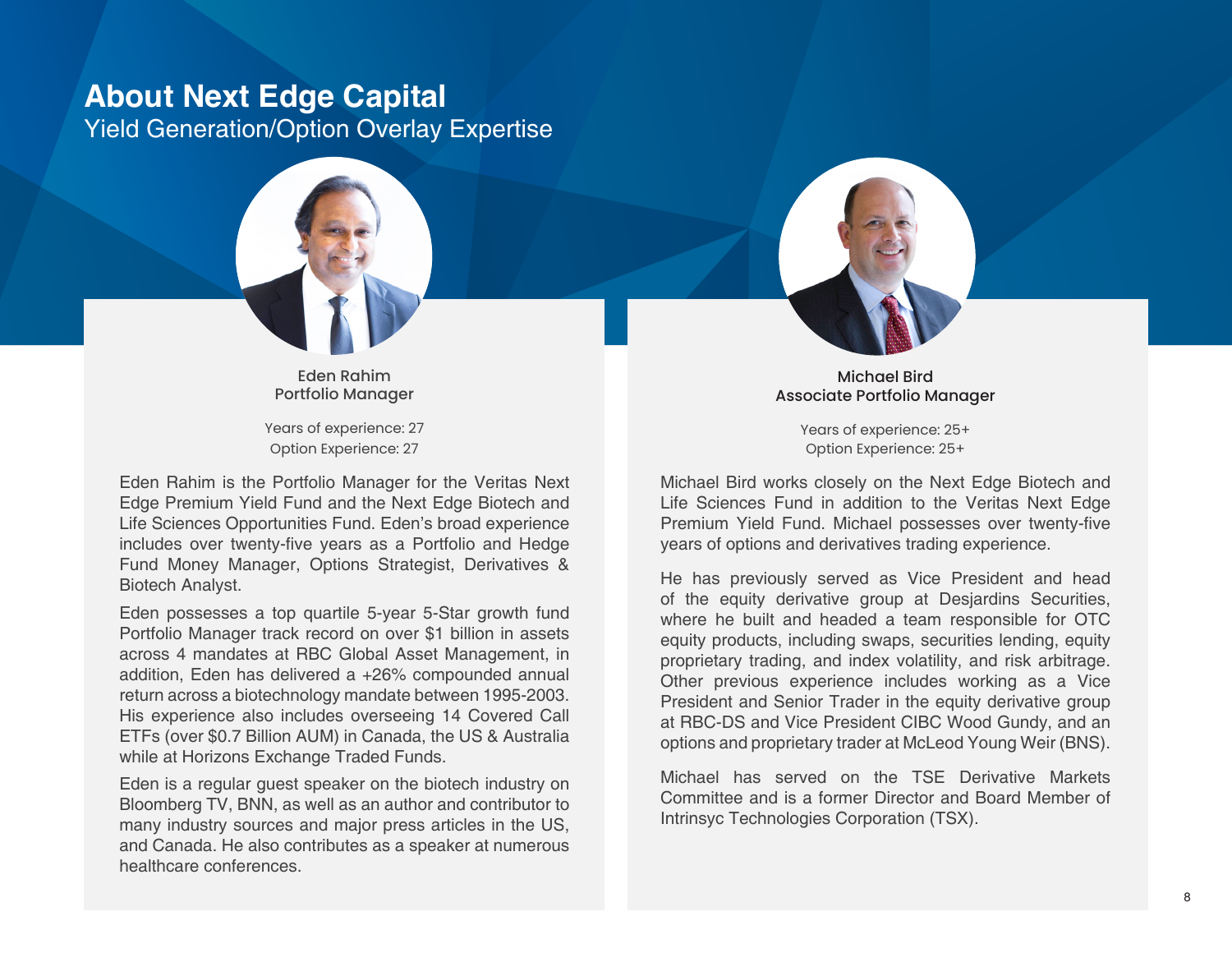# About Next Edge Capital

## Yield Generation/Option Overlay Expertise

### Eden Rahim
**Portfolio Manager**

Years of experience: 27
Option Experience: 27

Eden Rahim is the Portfolio Manager for the Veritas Next Edge Premium Yield Fund and the Next Edge Biotech and Life Sciences Opportunities Fund. Eden's broad experience includes over twenty-five years as a Portfolio and Hedge Fund Money Manager, Options Strategist, Derivatives & Biotech Analyst.

Eden possesses a top quartile 5-year 5-Star growth fund Portfolio Manager track record on over $1 billion in assets across 4 mandates at RBC Global Asset Management, in addition, Eden has delivered a +26% compounded annual return across a biotechnology mandate between 1995-2003. His experience also includes overseeing 14 Covered Call ETFs (over $0.7 Billion AUM) in Canada, the US & Australia while at Horizons Exchange Traded Funds.

Eden is a regular guest speaker on the biotech industry on Bloomberg TV, BNN, as well as an author and contributor to many industry sources and major press articles in the US, and Canada. He also contributes as a speaker at numerous healthcare conferences.

### Michael Bird
**Associate Portfolio Manager**

Years of experience: 25+
Option Experience: 25+

Michael Bird works closely on the Next Edge Biotech and Life Sciences Fund in addition to the Veritas Next Edge Premium Yield Fund. Michael possesses over twenty-five years of options and derivatives trading experience.

He has previously served as Vice President and head of the equity derivative group at Desjardins Securities, where he built and headed a team responsible for OTC equity products, including swaps, securities lending, equity proprietary trading, and index volatility, and risk arbitrage. Other previous experience includes working as a Vice President and Senior Trader in the equity derivative group at RBC-DS and Vice President CIBC Wood Gundy, and an options and proprietary trader at McLeod Young Weir (BNS).

Michael has served on the TSE Derivative Markets Committee and is a former Director and Board Member of Intrinsyc Technologies Corporation (TSX).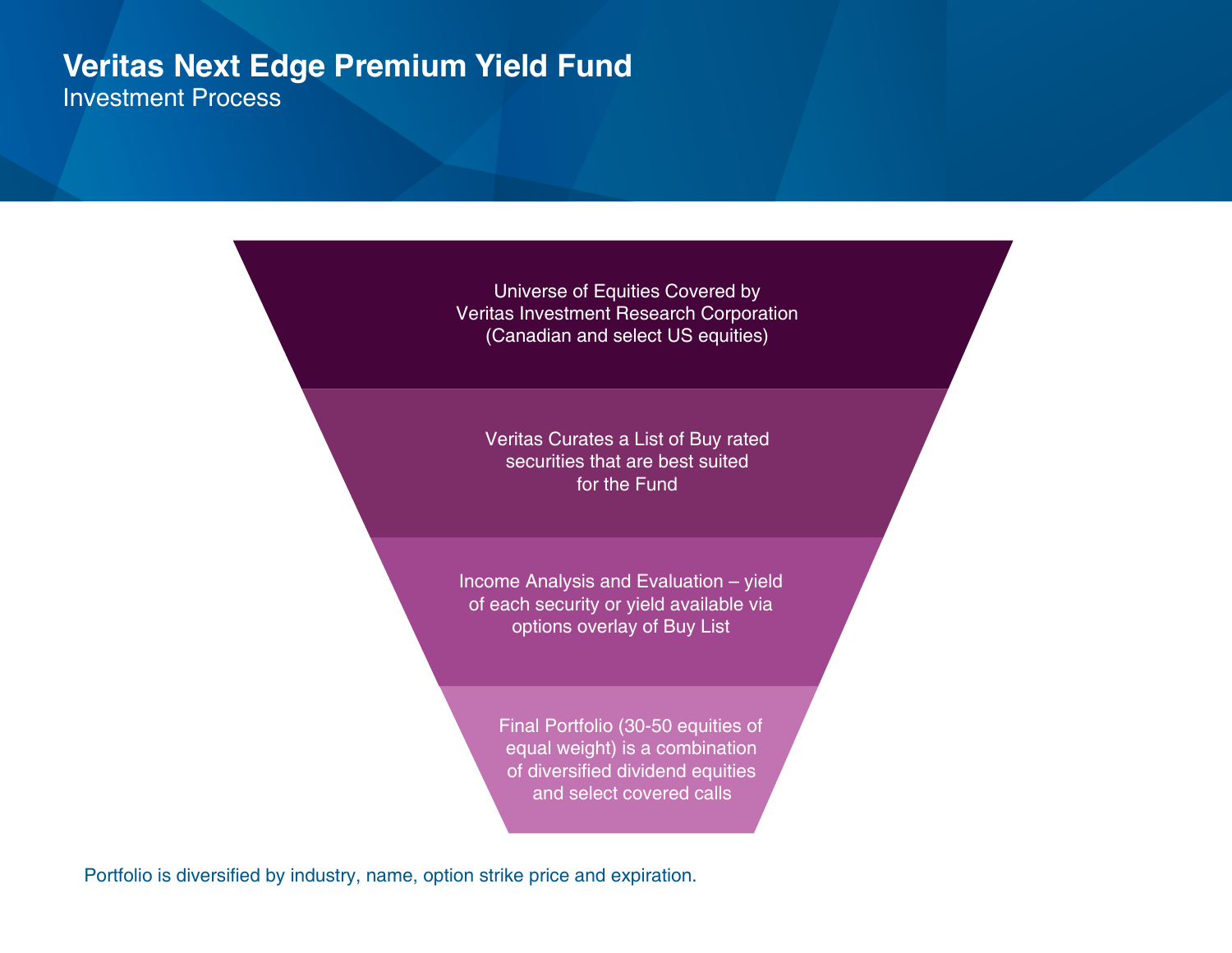# Veritas Next Edge Premium Yield Fund

## Investment Process

Universe of Equities Covered by Veritas Investment Research Corporation (Canadian and select US equities)

Veritas Curates a List of Buy rated securities that are best suited for the Fund

Income Analysis and Evaluation – yield of each security or yield available via options overlay of Buy List

Final Portfolio (30-50 equities of equal weight) is a combination of diversified dividend equities and select covered calls

Portfolio is diversified by industry, name, option strike price and expiration.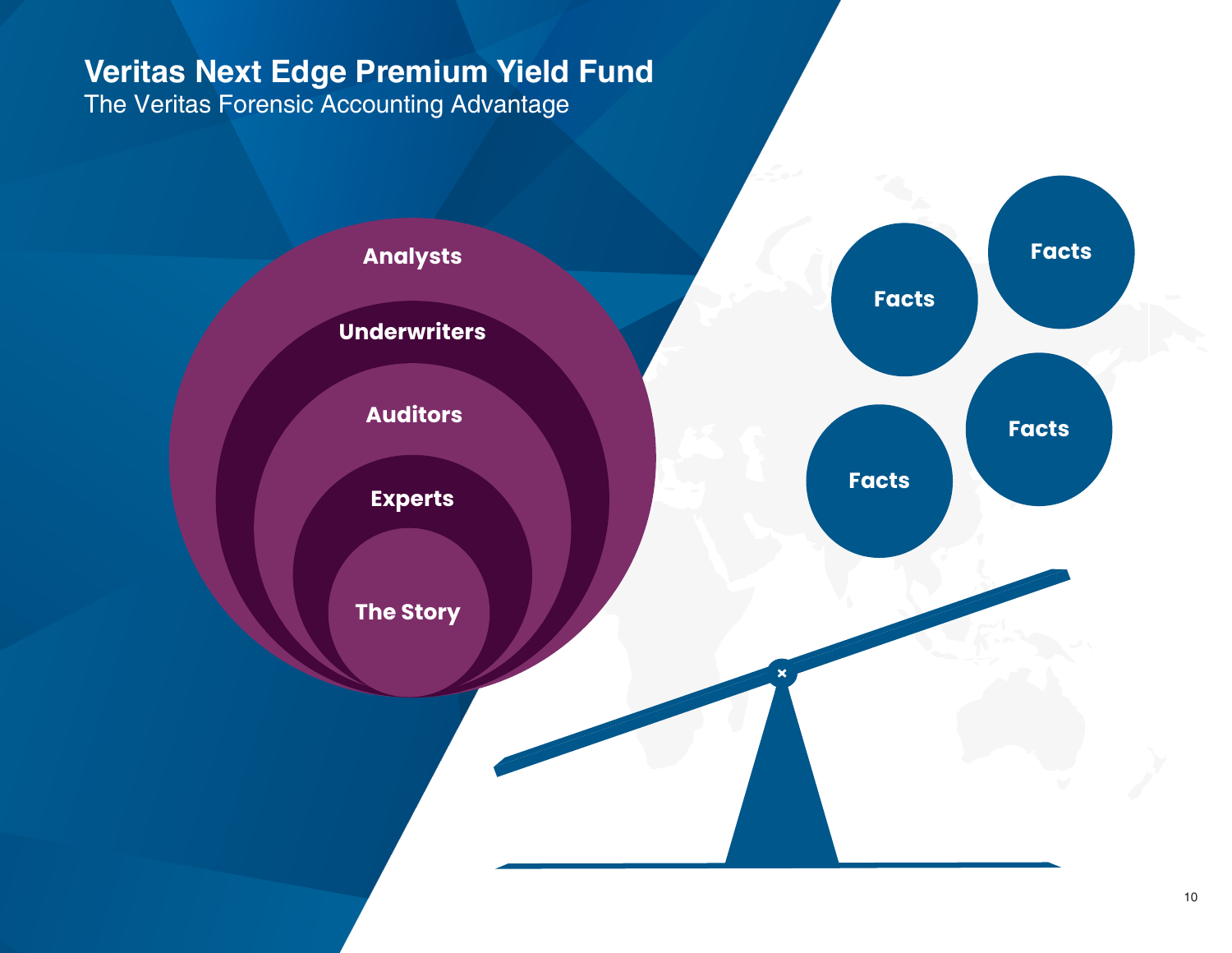# Veritas Next Edge Premium Yield Fund

The Veritas Forensic Accounting Advantage

Analysts

Underwriters

Auditors

Experts

The Story

Facts

Facts

Facts

Facts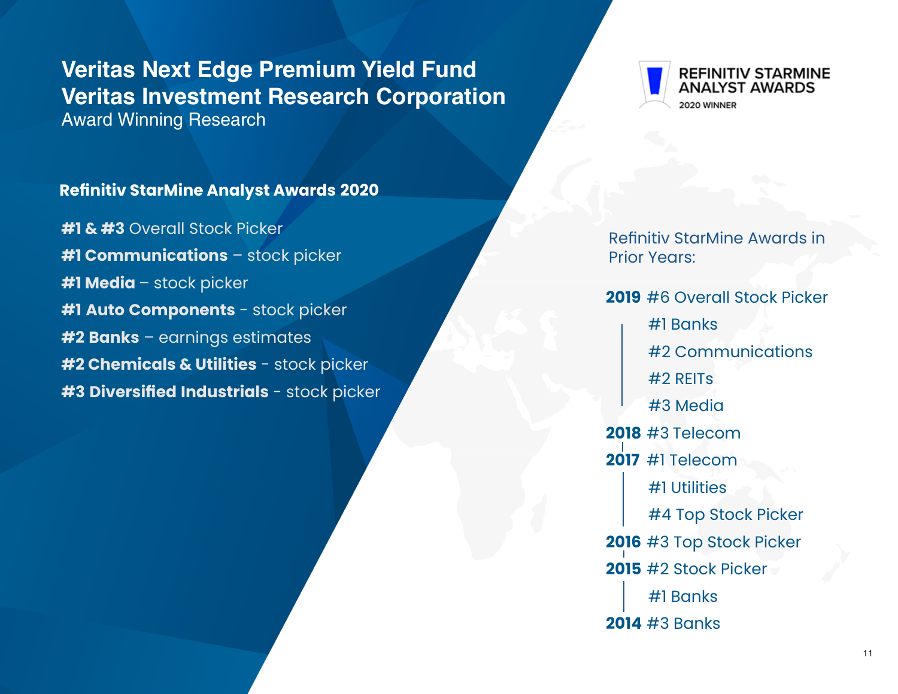# Veritas Next Edge Premium Yield Fund
# Veritas Investment Research Corporation
Award Winning Research

REFINITIV STARMINE ANALYST AWARDS
2020 WINNER

## Refinitiv StarMine Analyst Awards 2020

**#1 & #3** Overall Stock Picker
**#1 Communications** – stock picker
**#1 Media** – stock picker
**#1 Auto Components** - stock picker
**#2 Banks** – earnings estimates
**#2 Chemicals & Utilities** - stock picker
**#3 Diversified Industrials** - stock picker

Refinitiv StarMine Awards in Prior Years:

**2019** #6 Overall Stock Picker
- #1 Banks
- #2 Communications
- #2 REITs
- #3 Media

**2018** #3 Telecom

**2017** #1 Telecom
- #1 Utilities
- #4 Top Stock Picker

**2016** #3 Top Stock Picker

**2015** #2 Stock Picker
- #1 Banks

**2014** #3 Banks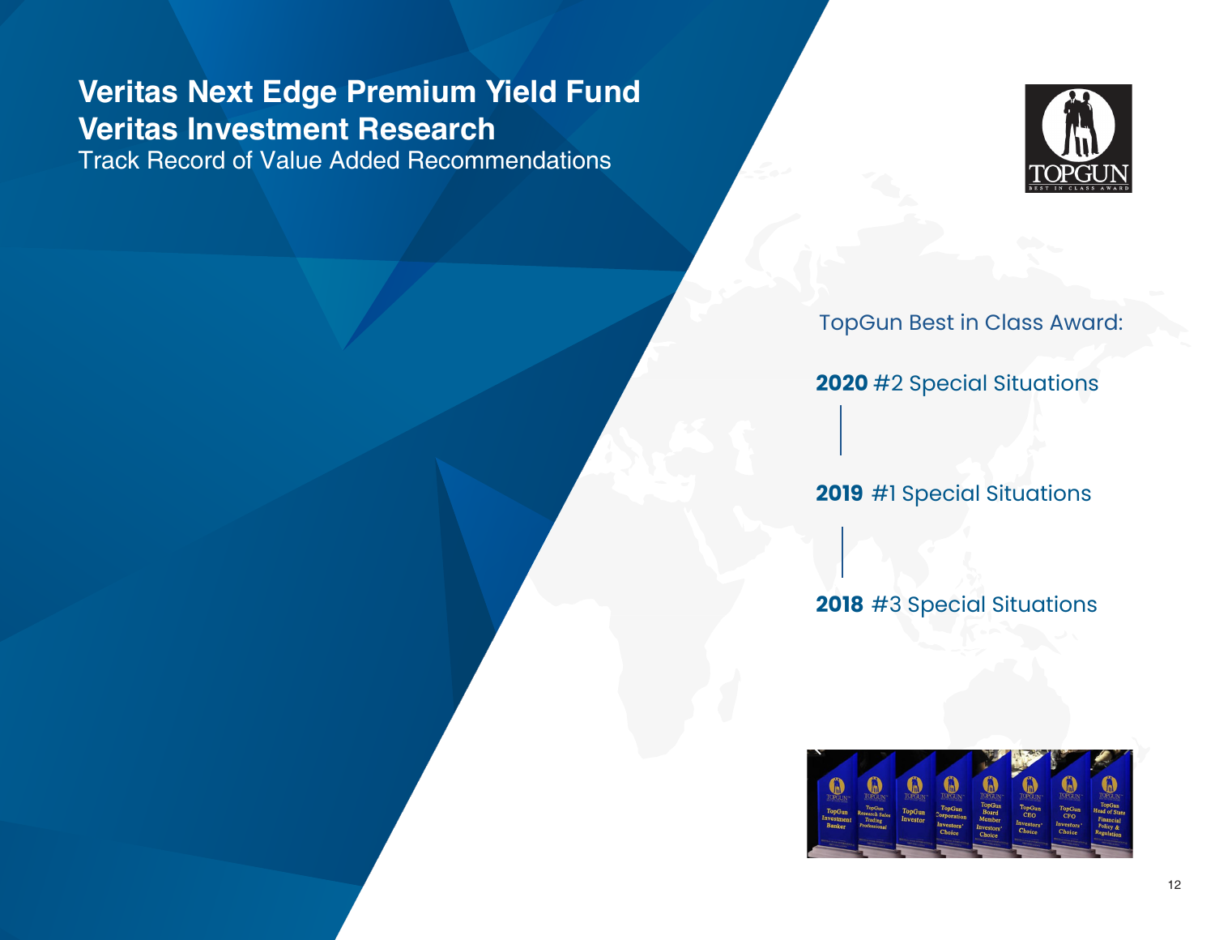# Veritas Next Edge Premium Yield Fund

# Veritas Investment Research

Track Record of Value Added Recommendations

TopGun Best in Class Award:

**2020** #2 Special Situations

**2019** #1 Special Situations

**2018** #3 Special Situations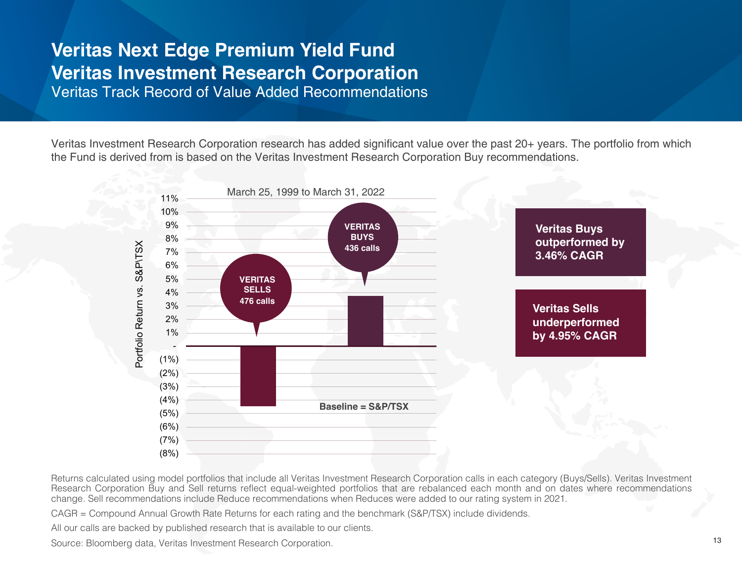# Veritas Next Edge Premium Yield Fund

# Veritas Investment Research Corporation

## Veritas Track Record of Value Added Recommendations

Veritas Investment Research Corporation research has added significant value over the past 20+ years. The portfolio from which the Fund is derived from is based on the Veritas Investment Research Corporation Buy recommendations.

March 25, 1999 to March 31, 2022

Portfolio Return vs. S&P\TSX

11%
10%
9%
8%
7%
6%
5%
4%
3%
2%
1%
-
(1%)
(2%)
(3%)
(4%)
(5%)
(6%)
(7%)
(8%)

**VERITAS SELLS 476 calls**

**VERITAS BUYS 436 calls**

**Baseline = S&P/TSX**

**Veritas Buys outperformed by 3.46% CAGR**

**Veritas Sells underperformed by 4.95% CAGR**

Returns calculated using model portfolios that include all Veritas Investment Research Corporation calls in each category (Buys/Sells). Veritas Investment Research Corporation Buy and Sell returns reflect equal-weighted portfolios that are rebalanced each month and on dates where recommendations change. Sell recommendations include Reduce recommendations when Reduces were added to our rating system in 2021.

CAGR = Compound Annual Growth Rate Returns for each rating and the benchmark (S&P/TSX) include dividends.

All our calls are backed by published research that is available to our clients.

Source: Bloomberg data, Veritas Investment Research Corporation.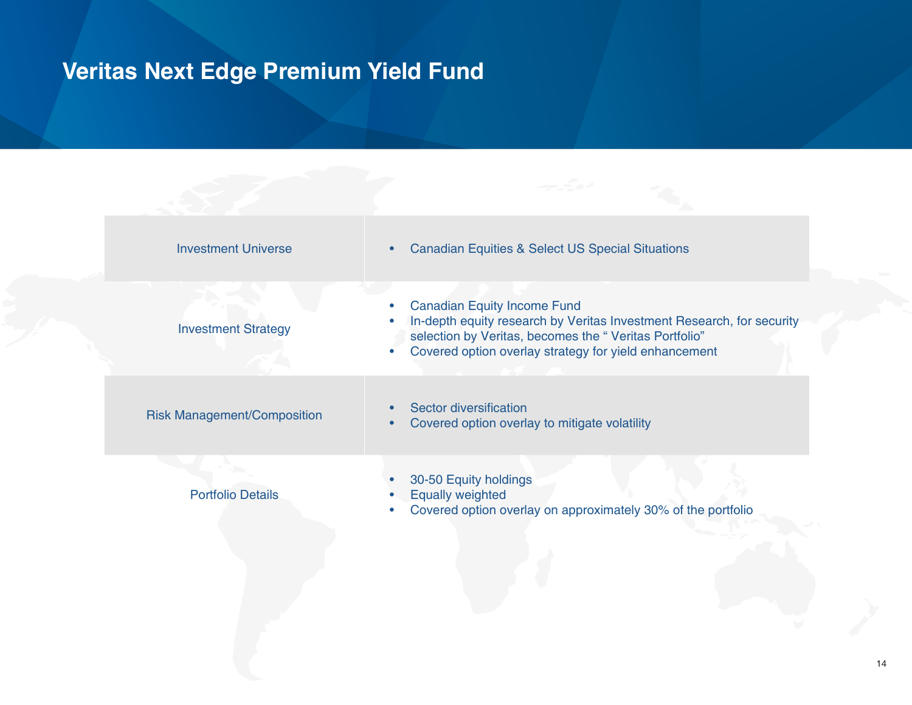# Veritas Next Edge Premium Yield Fund

| | |
|---|---|
| Investment Universe | • Canadian Equities & Select US Special Situations |
| Investment Strategy | • Canadian Equity Income Fund<br>• In-depth equity research by Veritas Investment Research, for security selection by Veritas, becomes the " Veritas Portfolio"<br>• Covered option overlay strategy for yield enhancement |
| Risk Management/Composition | • Sector diversification<br>• Covered option overlay to mitigate volatility |
| Portfolio Details | • 30-50 Equity holdings<br>• Equally weighted<br>• Covered option overlay on approximately 30% of the portfolio |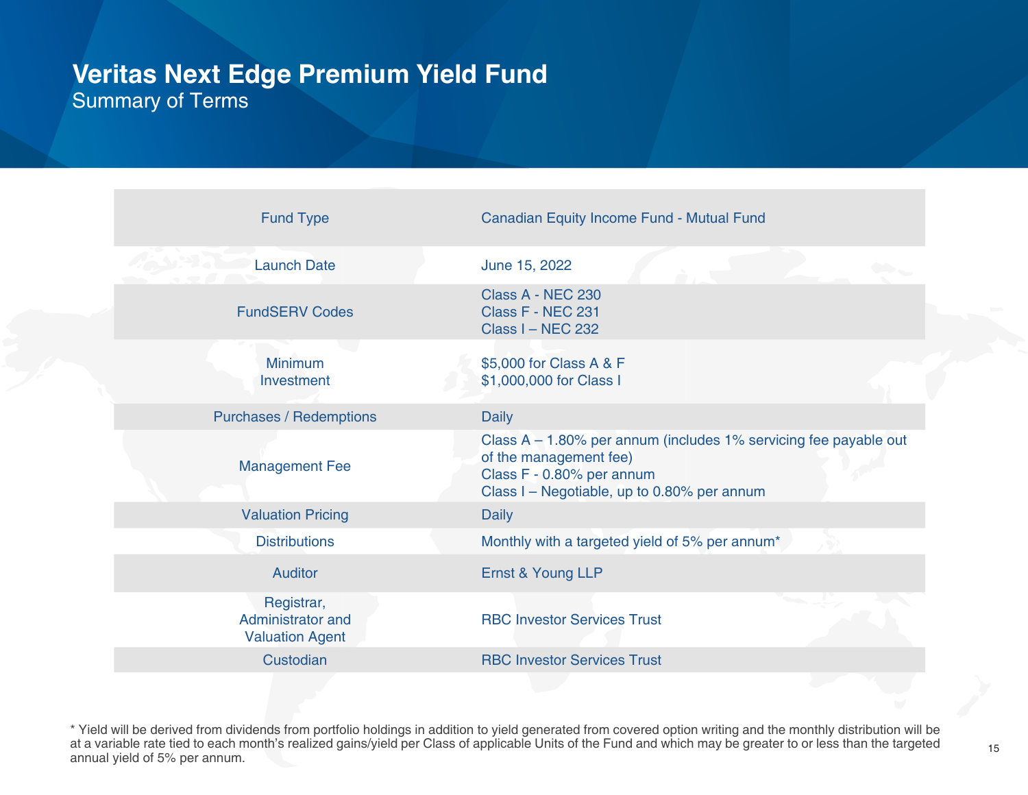# Veritas Next Edge Premium Yield Fund

## Summary of Terms

| | |
|---|---|
| Fund Type | Canadian Equity Income Fund - Mutual Fund |
| Launch Date | June 15, 2022 |
| FundSERV Codes | Class A - NEC 230<br>Class F - NEC 231<br>Class I – NEC 232 |
| Minimum Investment | $5,000 for Class A & F<br>$1,000,000 for Class I |
| Purchases / Redemptions | Daily |
| Management Fee | Class A – 1.80% per annum (includes 1% servicing fee payable out of the management fee)<br>Class F - 0.80% per annum<br>Class I – Negotiable, up to 0.80% per annum |
| Valuation Pricing | Daily |
| Distributions | Monthly with a targeted yield of 5% per annum* |
| Auditor | Ernst & Young LLP |
| Registrar, Administrator and Valuation Agent | RBC Investor Services Trust |
| Custodian | RBC Investor Services Trust |

* Yield will be derived from dividends from portfolio holdings in addition to yield generated from covered option writing and the monthly distribution will be at a variable rate tied to each month's realized gains/yield per Class of applicable Units of the Fund and which may be greater to or less than the targeted annual yield of 5% per annum.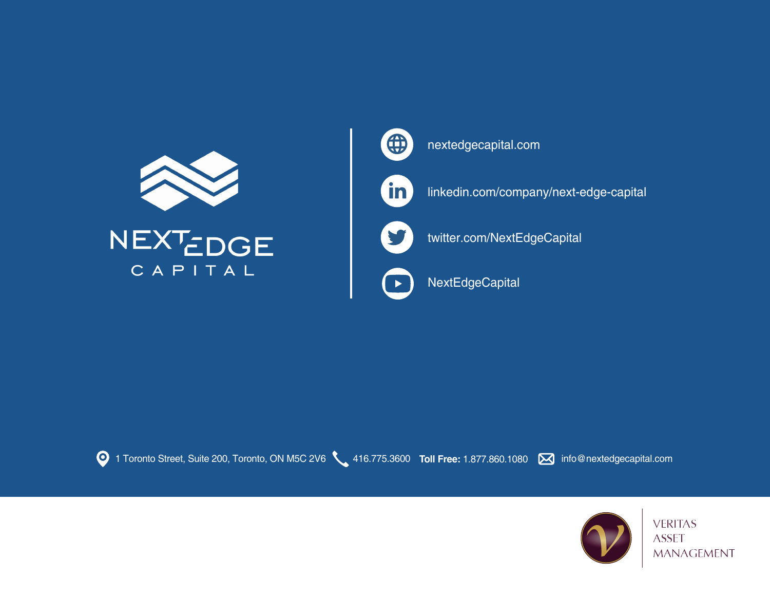NEXT EDGE

CAPITAL

nextedgecapital.com

linkedin.com/company/next-edge-capital

twitter.com/NextEdgeCapital

NextEdgeCapital

1 Toronto Street, Suite 200, Toronto, ON M5C 2V6 416.775.3600 **Toll Free:** 1.877.860.1080 info@nextedgecapital.com

VERITAS
ASSET
MANAGEMENT